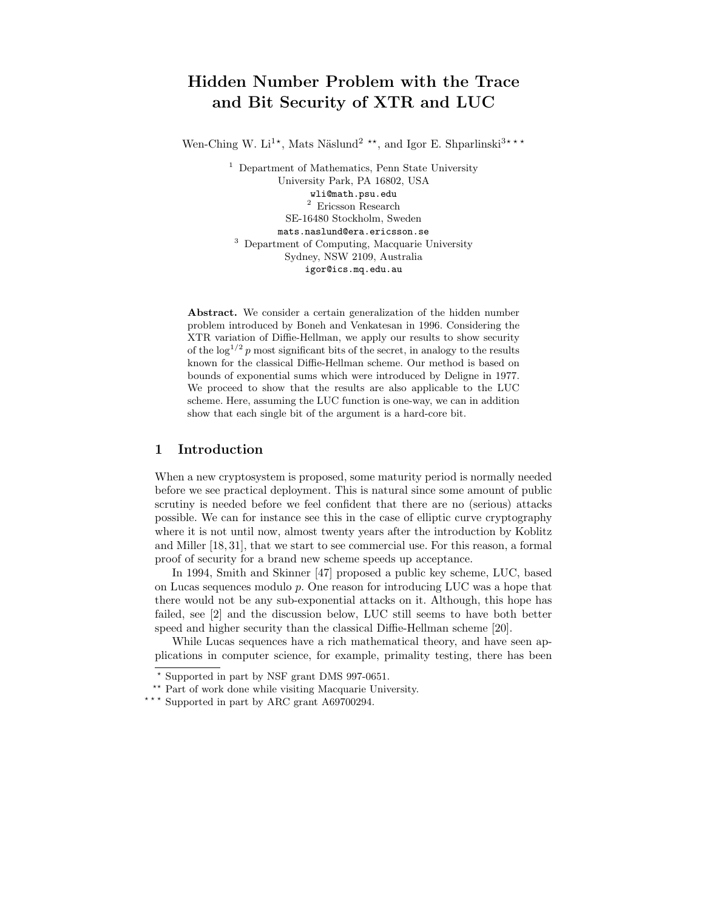# Hidden Number Problem with the Trace and Bit Security of XTR and LUC

Wen-Ching W. Li[1*], Mats Näslund[2**], and Igor E. Shparlinski[3***]

[1] Department of Mathematics, Penn State University  
University Park, PA 16802, USA  
wli@math.psu.edu

[2] Ericsson Research  
SE-16480 Stockholm, Sweden  
mats.naslund@era.ericsson.se

[3] Department of Computing, Macquarie University  
Sydney, NSW 2109, Australia  
igor@ics.mq.edu.au

**Abstract.** We consider a certain generalization of the hidden number problem introduced by Boneh and Venkatesan in 1996. Considering the XTR variation of Diffie-Hellman, we apply our results to show security of the $\log^{1/2} p$ most significant bits of the secret, in analogy to the results known for the classical Diffie-Hellman scheme. Our method is based on bounds of exponential sums which were introduced by Deligne in 1977. We proceed to show that the results are also applicable to the LUC scheme. Here, assuming the LUC function is one-way, we can in addition show that each single bit of the argument is a hard-core bit.

## 1 Introduction

When a new cryptosystem is proposed, some maturity period is normally needed before we see practical deployment. This is natural since some amount of public scrutiny is needed before we feel confident that there are no (serious) attacks possible. We can for instance see this in the case of elliptic curve cryptography where it is not until now, almost twenty years after the introduction by Koblitz and Miller [18, 31], that we start to see commercial use. For this reason, a formal proof of security for a brand new scheme speeds up acceptance.

In 1994, Smith and Skinner [47] proposed a public key scheme, LUC, based on Lucas sequences modulo $p$. One reason for introducing LUC was a hope that there would not be any sub-exponential attacks on it. Although, this hope has failed, see [2] and the discussion below, LUC still seems to have both better speed and higher security than the classical Diffie-Hellman scheme [20].

While Lucas sequences have a rich mathematical theory, and have seen applications in computer science, for example, primality testing, there has been

---

* Supported in part by NSF grant DMS 997-0651.  
** Part of work done while visiting Macquarie University.  
*** Supported in part by ARC grant A69700294.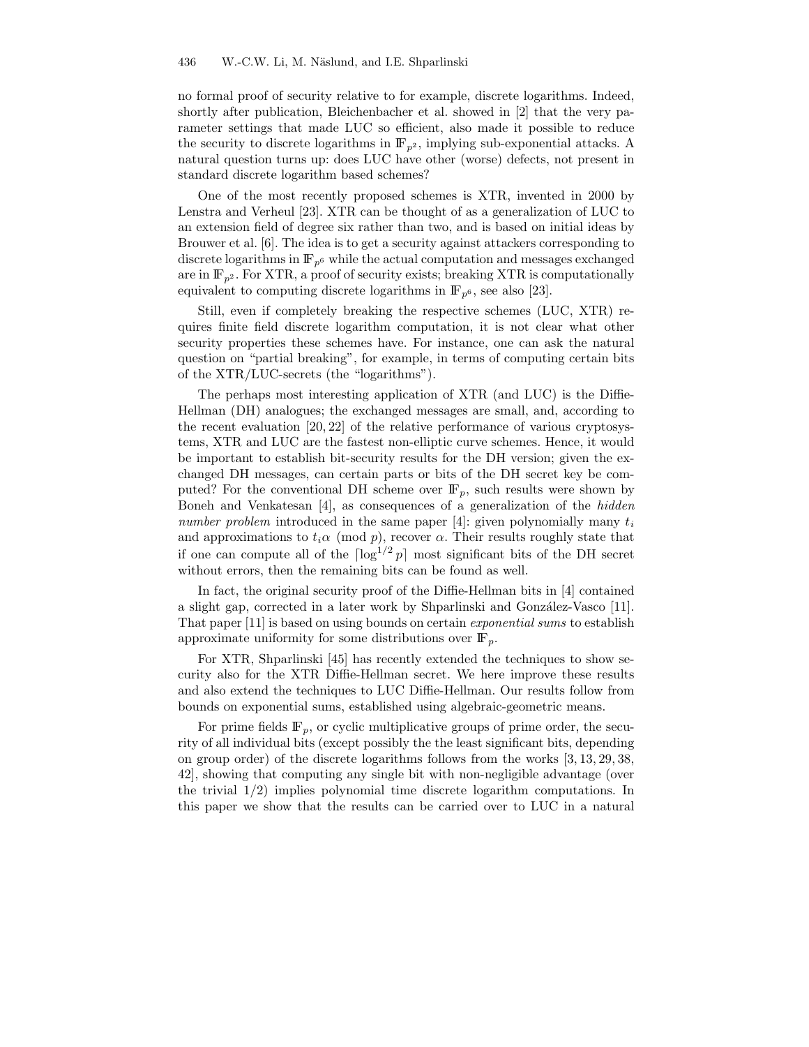no formal proof of security relative to for example, discrete logarithms. Indeed, shortly after publication, Bleichenbacher et al. showed in [2] that the very parameter settings that made LUC so efficient, also made it possible to reduce the security to discrete logarithms in $\mathbb{F}_{p^2}$, implying sub-exponential attacks. A natural question turns up: does LUC have other (worse) defects, not present in standard discrete logarithm based schemes?

One of the most recently proposed schemes is XTR, invented in 2000 by Lenstra and Verheul [23]. XTR can be thought of as a generalization of LUC to an extension field of degree six rather than two, and is based on initial ideas by Brouwer et al. [6]. The idea is to get a security against attackers corresponding to discrete logarithms in $\mathbb{F}_{p^6}$ while the actual computation and messages exchanged are in $\mathbb{F}_{p^2}$. For XTR, a proof of security exists; breaking XTR is computationally equivalent to computing discrete logarithms in $\mathbb{F}_{p^6}$, see also [23].

Still, even if completely breaking the respective schemes (LUC, XTR) requires finite field discrete logarithm computation, it is not clear what other security properties these schemes have. For instance, one can ask the natural question on "partial breaking", for example, in terms of computing certain bits of the XTR/LUC-secrets (the "logarithms").

The perhaps most interesting application of XTR (and LUC) is the Diffie-Hellman (DH) analogues; the exchanged messages are small, and, according to the recent evaluation [20, 22] of the relative performance of various cryptosystems, XTR and LUC are the fastest non-elliptic curve schemes. Hence, it would be important to establish bit-security results for the DH version; given the exchanged DH messages, can certain parts or bits of the DH secret key be computed? For the conventional DH scheme over $\mathbb{F}_p$, such results were shown by Boneh and Venkatesan [4], as consequences of a generalization of the *hidden number problem* introduced in the same paper [4]: given polynomially many $t_i$ and approximations to $t_i\alpha \pmod{p}$, recover $\alpha$. Their results roughly state that if one can compute all of the $\lceil \log^{1/2} p \rceil$ most significant bits of the DH secret without errors, then the remaining bits can be found as well.

In fact, the original security proof of the Diffie-Hellman bits in [4] contained a slight gap, corrected in a later work by Shparlinski and González-Vasco [11]. That paper [11] is based on using bounds on certain *exponential sums* to establish approximate uniformity for some distributions over $\mathbb{F}_p$.

For XTR, Shparlinski [45] has recently extended the techniques to show security also for the XTR Diffie-Hellman secret. We here improve these results and also extend the techniques to LUC Diffie-Hellman. Our results follow from bounds on exponential sums, established using algebraic-geometric means.

For prime fields $\mathbb{F}_p$, or cyclic multiplicative groups of prime order, the security of all individual bits (except possibly the the least significant bits, depending on group order) of the discrete logarithms follows from the works [3, 13, 29, 38, 42], showing that computing any single bit with non-negligible advantage (over the trivial 1/2) implies polynomial time discrete logarithm computations. In this paper we show that the results can be carried over to LUC in a natural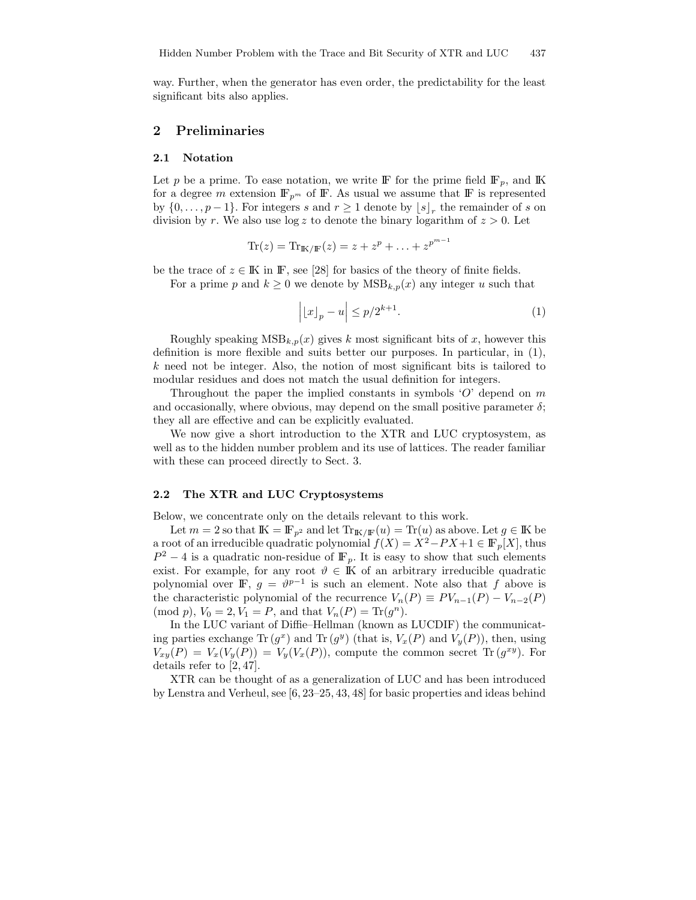way. Further, when the generator has even order, the predictability for the least significant bits also applies.

## 2 Preliminaries

### 2.1 Notation

Let $p$ be a prime. To ease notation, we write $\mathbb{F}$ for the prime field $\mathbb{F}_p$, and $\mathbb{K}$ for a degree $m$ extension $\mathbb{F}_{p^m}$ of $\mathbb{F}$. As usual we assume that $\mathbb{F}$ is represented by $\{0, \dots, p-1\}$. For integers $s$ and $r \geq 1$ denote by $\lfloor s \rfloor_r$ the remainder of $s$ on division by $r$. We also use $\log z$ to denote the binary logarithm of $z > 0$. Let

$$\mathrm{Tr}(z) = \mathrm{Tr}_{\mathbb{K}/\mathbb{F}}(z) = z + z^p + \ldots + z^{p^{m-1}}$$

be the trace of $z \in \mathbb{K}$ in $\mathbb{F}$, see [28] for basics of the theory of finite fields.

For a prime $p$ and $k \geq 0$ we denote by $\mathrm{MSB}_{k,p}(x)$ any integer $u$ such that

$$\left| \lfloor x \rfloor_p - u \right| \leq p/2^{k+1}. \tag{1}$$

Roughly speaking $\mathrm{MSB}_{k,p}(x)$ gives $k$ most significant bits of $x$, however this definition is more flexible and suits better our purposes. In particular, in (1), $k$ need not be integer. Also, the notion of most significant bits is tailored to modular residues and does not match the usual definition for integers.

Throughout the paper the implied constants in symbols '$O$' depend on $m$ and occasionally, where obvious, may depend on the small positive parameter $\delta$; they all are effective and can be explicitly evaluated.

We now give a short introduction to the XTR and LUC cryptosystem, as well as to the hidden number problem and its use of lattices. The reader familiar with these can proceed directly to Sect. 3.

### 2.2 The XTR and LUC Cryptosystems

Below, we concentrate only on the details relevant to this work.

Let $m = 2$ so that $\mathbb{K} = \mathbb{F}_{p^2}$ and let $\mathrm{Tr}_{\mathbb{K}/\mathbb{F}}(u) = \mathrm{Tr}(u)$ as above. Let $g \in \mathbb{K}$ be a root of an irreducible quadratic polynomial $f(X) = X^2 - PX + 1 \in \mathbb{F}_p[X]$, thus $P^2 - 4$ is a quadratic non-residue of $\mathbb{F}_p$. It is easy to show that such elements exist. For example, for any root $\vartheta \in \mathbb{K}$ of an arbitrary irreducible quadratic polynomial over $\mathbb{F}$, $g = \vartheta^{p-1}$ is such an element. Note also that $f$ above is the characteristic polynomial of the recurrence $V_n(P) \equiv PV_{n-1}(P) - V_{n-2}(P) \pmod{p}$, $V_0 = 2, V_1 = P$, and that $V_n(P) = \mathrm{Tr}(g^n)$.

In the LUC variant of Diffie–Hellman (known as LUCDIF) the communicating parties exchange $\mathrm{Tr}(g^x)$ and $\mathrm{Tr}(g^y)$ (that is, $V_x(P)$ and $V_y(P)$), then, using $V_{xy}(P) = V_x(V_y(P)) = V_y(V_x(P))$, compute the common secret $\mathrm{Tr}(g^{xy})$. For details refer to [2, 47].

XTR can be thought of as a generalization of LUC and has been introduced by Lenstra and Verheul, see [6, 23–25, 43, 48] for basic properties and ideas behind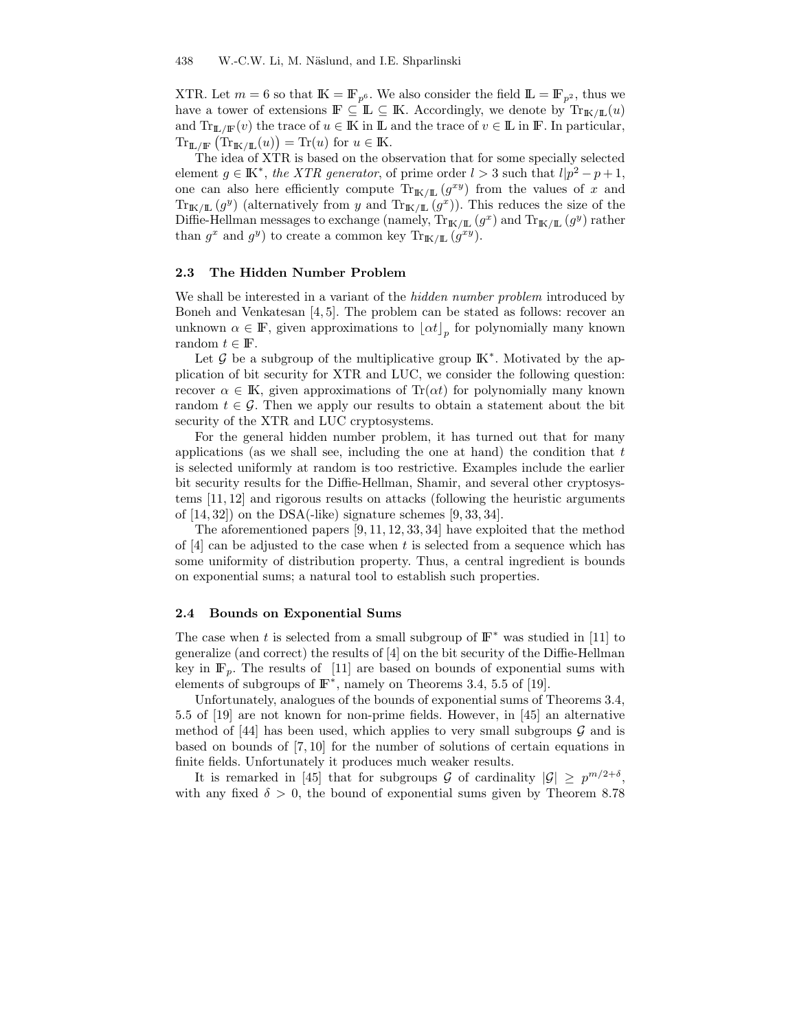XTR. Let $m = 6$ so that $\mathbb{K} = \mathbb{F}_{p^6}$. We also consider the field $\mathbb{L} = \mathbb{F}_{p^2}$, thus we have a tower of extensions $\mathbb{F} \subseteq \mathbb{L} \subseteq \mathbb{K}$. Accordingly, we denote by $\mathrm{Tr}_{\mathbb{K}/\mathbb{L}}(u)$ and $\mathrm{Tr}_{\mathbb{L}/\mathbb{F}}(v)$ the trace of $u \in \mathbb{K}$ in $\mathbb{L}$ and the trace of $v \in \mathbb{L}$ in $\mathbb{F}$. In particular, $\mathrm{Tr}_{\mathbb{L}/\mathbb{F}}\left(\mathrm{Tr}_{\mathbb{K}/\mathbb{L}}(u)\right) = \mathrm{Tr}(u)$ for $u \in \mathbb{K}$.

The idea of XTR is based on the observation that for some specially selected element $g \in \mathbb{K}^*$, *the XTR generator*, of prime order $l > 3$ such that $l | p^2 - p + 1$, one can also here efficiently compute $\mathrm{Tr}_{\mathbb{K}/\mathbb{L}}(g^{xy})$ from the values of $x$ and $\mathrm{Tr}_{\mathbb{K}/\mathbb{L}}(g^y)$ (alternatively from $y$ and $\mathrm{Tr}_{\mathbb{K}/\mathbb{L}}(g^x)$). This reduces the size of the Diffie-Hellman messages to exchange (namely, $\mathrm{Tr}_{\mathbb{K}/\mathbb{L}}(g^x)$ and $\mathrm{Tr}_{\mathbb{K}/\mathbb{L}}(g^y)$ rather than $g^x$ and $g^y$) to create a common key $\mathrm{Tr}_{\mathbb{K}/\mathbb{L}}(g^{xy})$.

### 2.3 The Hidden Number Problem

We shall be interested in a variant of the *hidden number problem* introduced by Boneh and Venkatesan [4, 5]. The problem can be stated as follows: recover an unknown $\alpha \in \mathbb{F}$, given approximations to $\lfloor \alpha t \rfloor_p$ for polynomially many known random $t \in \mathbb{F}$.

Let $\mathcal{G}$ be a subgroup of the multiplicative group $\mathbb{K}^*$. Motivated by the application of bit security for XTR and LUC, we consider the following question: recover $\alpha \in \mathbb{K}$, given approximations of $\mathrm{Tr}(\alpha t)$ for polynomially many known random $t \in \mathcal{G}$. Then we apply our results to obtain a statement about the bit security of the XTR and LUC cryptosystems.

For the general hidden number problem, it has turned out that for many applications (as we shall see, including the one at hand) the condition that $t$ is selected uniformly at random is too restrictive. Examples include the earlier bit security results for the Diffie-Hellman, Shamir, and several other cryptosystems [11, 12] and rigorous results on attacks (following the heuristic arguments of [14, 32]) on the DSA(-like) signature schemes [9, 33, 34].

The aforementioned papers [9, 11, 12, 33, 34] have exploited that the method of [4] can be adjusted to the case when $t$ is selected from a sequence which has some uniformity of distribution property. Thus, a central ingredient is bounds on exponential sums; a natural tool to establish such properties.

### 2.4 Bounds on Exponential Sums

The case when $t$ is selected from a small subgroup of $\mathbb{F}^*$ was studied in [11] to generalize (and correct) the results of [4] on the bit security of the Diffie-Hellman key in $\mathbb{F}_p$. The results of [11] are based on bounds of exponential sums with elements of subgroups of $\mathbb{F}^*$, namely on Theorems 3.4, 5.5 of [19].

Unfortunately, analogues of the bounds of exponential sums of Theorems 3.4, 5.5 of [19] are not known for non-prime fields. However, in [45] an alternative method of [44] has been used, which applies to very small subgroups $\mathcal{G}$ and is based on bounds of [7, 10] for the number of solutions of certain equations in finite fields. Unfortunately it produces much weaker results.

It is remarked in [45] that for subgroups $\mathcal{G}$ of cardinality $|\mathcal{G}| \geq p^{m/2+\delta}$, with any fixed $\delta > 0$, the bound of exponential sums given by Theorem 8.78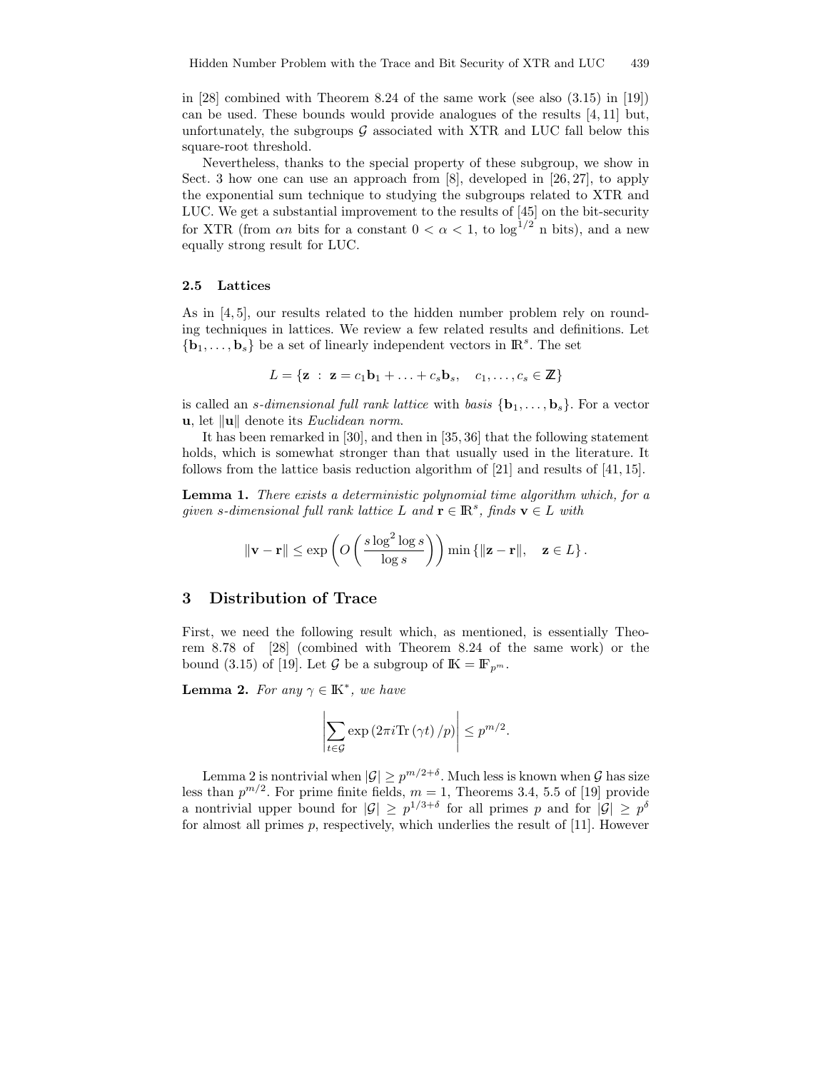in [28] combined with Theorem 8.24 of the same work (see also (3.15) in [19]) can be used. These bounds would provide analogues of the results [4, 11] but, unfortunately, the subgroups $\mathcal{G}$ associated with XTR and LUC fall below this square-root threshold.

Nevertheless, thanks to the special property of these subgroup, we show in Sect. 3 how one can use an approach from [8], developed in [26, 27], to apply the exponential sum technique to studying the subgroups related to XTR and LUC. We get a substantial improvement to the results of [45] on the bit-security for XTR (from $\alpha n$ bits for a constant $0 < \alpha < 1$, to $\log^{1/2} n$ bits), and a new equally strong result for LUC.

### 2.5 Lattices

As in [4, 5], our results related to the hidden number problem rely on rounding techniques in lattices. We review a few related results and definitions. Let $\{\mathbf{b}_1, \ldots, \mathbf{b}_s\}$ be a set of linearly independent vectors in $\mathbb{R}^s$. The set

$$L = \{\mathbf{z} \ : \ \mathbf{z} = c_1\mathbf{b}_1 + \ldots + c_s\mathbf{b}_s, \quad c_1, \ldots, c_s \in \mathbb{Z}\}$$

is called an *s-dimensional full rank lattice* with *basis* $\{\mathbf{b}_1, \ldots, \mathbf{b}_s\}$. For a vector $\mathbf{u}$, let $\|\mathbf{u}\|$ denote its *Euclidean norm*.

It has been remarked in [30], and then in [35, 36] that the following statement holds, which is somewhat stronger than that usually used in the literature. It follows from the lattice basis reduction algorithm of [21] and results of [41, 15].

**Lemma 1.** *There exists a deterministic polynomial time algorithm which, for a given s-dimensional full rank lattice $L$ and $\mathbf{r} \in \mathbb{R}^s$, finds $\mathbf{v} \in L$ with*

$$\|\mathbf{v} - \mathbf{r}\| \leq \exp\left(O\left(\frac{s \log^2 \log s}{\log s}\right)\right) \min\left\{\|\mathbf{z} - \mathbf{r}\|, \quad \mathbf{z} \in L\right\}.$$

## 3 Distribution of Trace

First, we need the following result which, as mentioned, is essentially Theorem 8.78 of [28] (combined with Theorem 8.24 of the same work) or the bound (3.15) of [19]. Let $\mathcal{G}$ be a subgroup of $\mathbb{K} = \mathbb{F}_{p^m}$.

**Lemma 2.** *For any $\gamma \in \mathbb{K}^*$, we have*

$$\left|\sum_{t \in \mathcal{G}} \exp\left(2\pi i \mathrm{Tr}\left(\gamma t\right)/p\right)\right| \leq p^{m/2}.$$

Lemma 2 is nontrivial when $|\mathcal{G}| \geq p^{m/2+\delta}$. Much less is known when $\mathcal{G}$ has size less than $p^{m/2}$. For prime finite fields, $m = 1$, Theorems 3.4, 5.5 of [19] provide a nontrivial upper bound for $|\mathcal{G}| \geq p^{1/3+\delta}$ for all primes $p$ and for $|\mathcal{G}| \geq p^{\delta}$ for almost all primes $p$, respectively, which underlies the result of [11]. However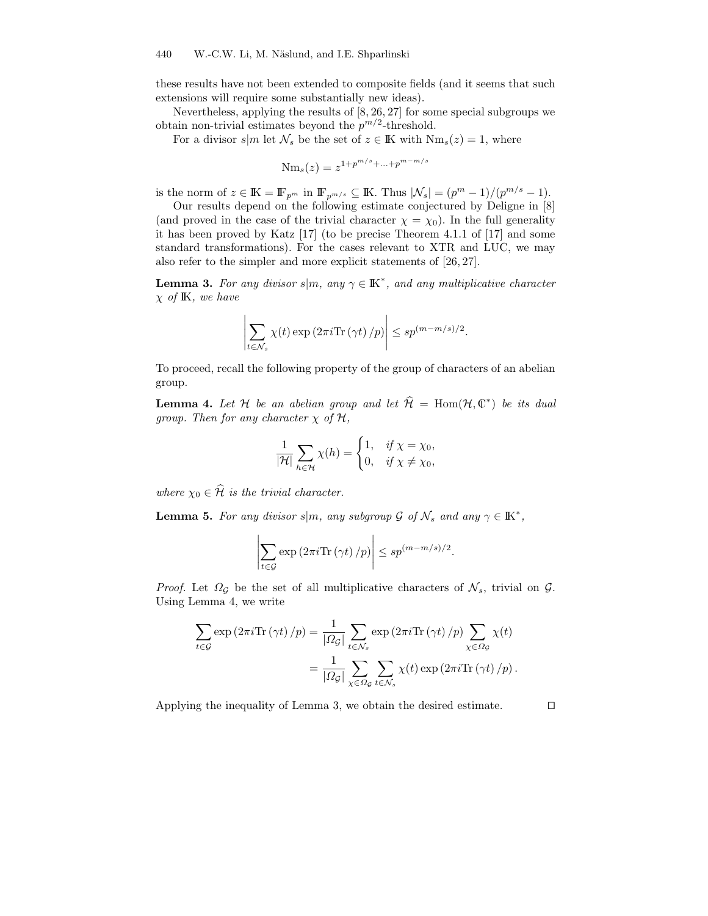these results have not been extended to composite fields (and it seems that such extensions will require some substantially new ideas).

Nevertheless, applying the results of [8, 26, 27] for some special subgroups we obtain non-trivial estimates beyond the $p^{m/2}$-threshold.

For a divisor $s|m$ let $\mathcal{N}_s$ be the set of $z \in \mathbb{K}$ with $\mathrm{Nm}_s(z) = 1$, where

$$\mathrm{Nm}_s(z) = z^{1+p^{m/s}+\ldots+p^{m-m/s}}$$

is the norm of $z \in \mathbb{K} = \mathbb{F}_{p^m}$ in $\mathbb{F}_{p^{m/s}} \subseteq \mathbb{K}$. Thus $|\mathcal{N}_s| = (p^m - 1)/(p^{m/s} - 1)$.

Our results depend on the following estimate conjectured by Deligne in [8] (and proved in the case of the trivial character $\chi = \chi_0$). In the full generality it has been proved by Katz [17] (to be precise Theorem 4.1.1 of [17] and some standard transformations). For the cases relevant to XTR and LUC, we may also refer to the simpler and more explicit statements of [26, 27].

**Lemma 3.** *For any divisor $s|m$, any $\gamma \in \mathbb{K}^*$, and any multiplicative character $\chi$ of $\mathbb{K}$, we have*

$$\left| \sum_{t \in \mathcal{N}_s} \chi(t) \exp\left(2\pi i \mathrm{Tr}\left(\gamma t\right)/p\right) \right| \le s p^{(m-m/s)/2}.$$

To proceed, recall the following property of the group of characters of an abelian group.

**Lemma 4.** *Let $\mathcal{H}$ be an abelian group and let $\widehat{\mathcal{H}} = \mathrm{Hom}(\mathcal{H}, \mathbb{C}^*)$ be its dual group. Then for any character $\chi$ of $\mathcal{H}$,*

$$\frac{1}{|\mathcal{H}|} \sum_{h \in \mathcal{H}} \chi(h) = \begin{cases} 1, & \text{if } \chi = \chi_0, \\ 0, & \text{if } \chi \neq \chi_0, \end{cases}$$

*where $\chi_0 \in \widehat{\mathcal{H}}$ is the trivial character.*

**Lemma 5.** *For any divisor $s|m$, any subgroup $\mathcal{G}$ of $\mathcal{N}_s$ and any $\gamma \in \mathbb{K}^*$,*

$$\left| \sum_{t \in \mathcal{G}} \exp\left(2\pi i \mathrm{Tr}\left(\gamma t\right)/p\right) \right| \le s p^{(m-m/s)/2}.$$

*Proof.* Let $\Omega_{\mathcal{G}}$ be the set of all multiplicative characters of $\mathcal{N}_s$, trivial on $\mathcal{G}$. Using Lemma 4, we write

$$\begin{aligned} \sum_{t \in \mathcal{G}} \exp\left(2\pi i \mathrm{Tr}\left(\gamma t\right)/p\right) &= \frac{1}{|\Omega_{\mathcal{G}}|} \sum_{t \in \mathcal{N}_s} \exp\left(2\pi i \mathrm{Tr}\left(\gamma t\right)/p\right) \sum_{\chi \in \Omega_{\mathcal{G}}} \chi(t) \\ &= \frac{1}{|\Omega_{\mathcal{G}}|} \sum_{\chi \in \Omega_{\mathcal{G}}} \sum_{t \in \mathcal{N}_s} \chi(t) \exp\left(2\pi i \mathrm{Tr}\left(\gamma t\right)/p\right). \end{aligned}$$

Applying the inequality of Lemma 3, we obtain the desired estimate. $\square$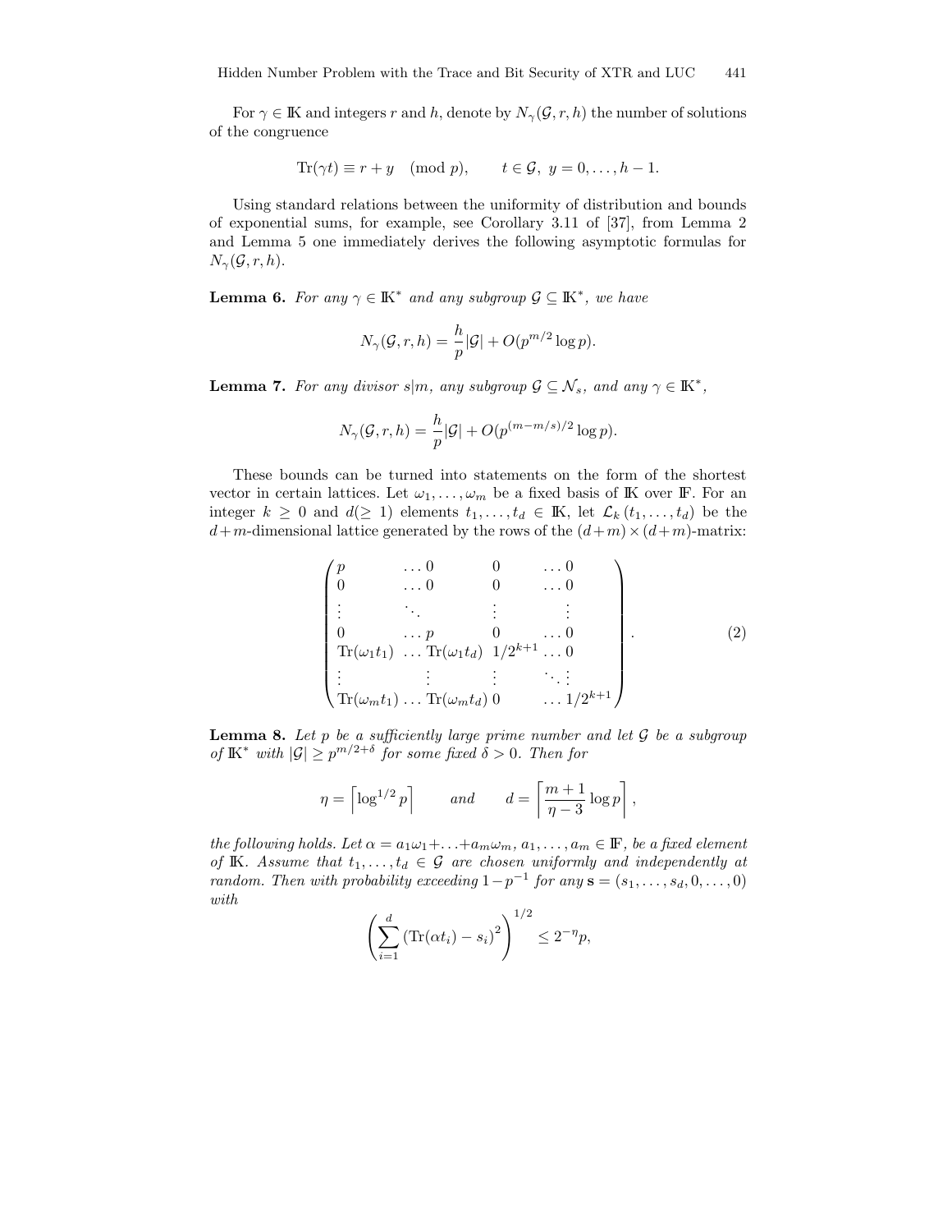For $\gamma \in \mathbb{K}$ and integers $r$ and $h$, denote by $N_\gamma(\mathcal{G}, r, h)$ the number of solutions of the congruence

$$\mathrm{Tr}(\gamma t) \equiv r + y \pmod{p}, \qquad t \in \mathcal{G},\ y = 0, \ldots, h-1.$$

Using standard relations between the uniformity of distribution and bounds of exponential sums, for example, see Corollary 3.11 of [37], from Lemma 2 and Lemma 5 one immediately derives the following asymptotic formulas for $N_\gamma(\mathcal{G}, r, h)$.

**Lemma 6.** *For any $\gamma \in \mathbb{K}^*$ and any subgroup $\mathcal{G} \subseteq \mathbb{K}^*$, we have*

$$N_\gamma(\mathcal{G}, r, h) = \frac{h}{p}|\mathcal{G}| + O(p^{m/2} \log p).$$

**Lemma 7.** *For any divisor $s|m$, any subgroup $\mathcal{G} \subseteq \mathcal{N}_s$, and any $\gamma \in \mathbb{K}^*$,*

$$N_\gamma(\mathcal{G}, r, h) = \frac{h}{p}|\mathcal{G}| + O(p^{(m-m/s)/2} \log p).$$

These bounds can be turned into statements on the form of the shortest vector in certain lattices. Let $\omega_1, \ldots, \omega_m$ be a fixed basis of $\mathbb{K}$ over $\mathbb{F}$. For an integer $k \geq 0$ and $d(\geq 1)$ elements $t_1, \ldots, t_d \in \mathbb{K}$, let $\mathcal{L}_k(t_1, \ldots, t_d)$ be the $d+m$-dimensional lattice generated by the rows of the $(d+m) \times (d+m)$-matrix:

$$\begin{pmatrix}
p & \ldots 0 & 0 & \ldots 0 \\
0 & \ldots 0 & 0 & \ldots 0 \\
\vdots & \ddots & \vdots & \vdots \\
0 & \ldots p & 0 & \ldots 0 \\
\mathrm{Tr}(\omega_1 t_1) & \ldots \mathrm{Tr}(\omega_1 t_d) & 1/2^{k+1} & \ldots 0 \\
\vdots & \vdots & \vdots & \ddots \vdots \\
\mathrm{Tr}(\omega_m t_1) & \ldots \mathrm{Tr}(\omega_m t_d) & 0 & \ldots 1/2^{k+1}
\end{pmatrix}. \tag{2}$$

**Lemma 8.** *Let $p$ be a sufficiently large prime number and let $\mathcal{G}$ be a subgroup of $\mathbb{K}^*$ with $|\mathcal{G}| \geq p^{m/2+\delta}$ for some fixed $\delta > 0$. Then for*

$$\eta = \left\lceil \log^{1/2} p \right\rceil \qquad \text{and} \qquad d = \left\lceil \frac{m+1}{\eta - 3} \log p \right\rceil,$$

*the following holds. Let $\alpha = a_1\omega_1 + \ldots + a_m\omega_m$, $a_1, \ldots, a_m \in \mathbb{F}$, be a fixed element of $\mathbb{K}$. Assume that $t_1, \ldots, t_d \in \mathcal{G}$ are chosen uniformly and independently at random. Then with probability exceeding $1 - p^{-1}$ for any $\mathbf{s} = (s_1, \ldots, s_d, 0, \ldots, 0)$ with*

$$\left( \sum_{i=1}^{d} \left( \mathrm{Tr}(\alpha t_i) - s_i \right)^2 \right)^{1/2} \leq 2^{-\eta} p,$$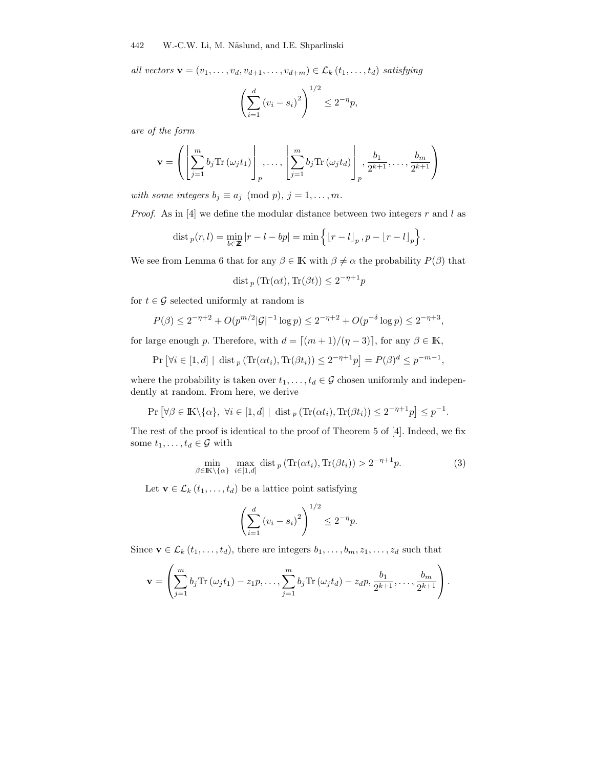*all vectors* $\mathbf{v} = (v_1, \ldots, v_d, v_{d+1}, \ldots, v_{d+m}) \in \mathcal{L}_k(t_1, \ldots, t_d)$ *satisfying*

$$\left( \sum_{i=1}^{d} (v_i - s_i)^2 \right)^{1/2} \le 2^{-\eta} p,$$

*are of the form*

$$\mathbf{v} = \left( \left\lfloor \sum_{j=1}^{m} b_j \operatorname{Tr}(\omega_j t_1) \right\rfloor_p, \ldots, \left\lfloor \sum_{j=1}^{m} b_j \operatorname{Tr}(\omega_j t_d) \right\rfloor_p, \frac{b_1}{2^{k+1}}, \ldots, \frac{b_m}{2^{k+1}} \right)$$

*with some integers* $b_j \equiv a_j \pmod{p}$, $j = 1, \ldots, m$.

*Proof.* As in [4] we define the modular distance between two integers $r$ and $l$ as

$$\operatorname{dist}_p(r, l) = \min_{b \in \mathbb{Z}} |r - l - bp| = \min \left\{ \lfloor r - l \rfloor_p, p - \lfloor r - l \rfloor_p \right\}.$$

We see from Lemma 6 that for any $\beta \in \mathbb{K}$ with $\beta \neq \alpha$ the probability $P(\beta)$ that

$$\operatorname{dist}_p(\operatorname{Tr}(\alpha t), \operatorname{Tr}(\beta t)) \le 2^{-\eta+1} p$$

for $t \in \mathcal{G}$ selected uniformly at random is

$$P(\beta) \le 2^{-\eta+2} + O(p^{m/2} |\mathcal{G}|^{-1} \log p) \le 2^{-\eta+2} + O(p^{-\delta} \log p) \le 2^{-\eta+3},$$

for large enough $p$. Therefore, with $d = \lceil (m+1)/(\eta - 3) \rceil$, for any $\beta \in \mathbb{K}$,

$$\Pr\left[ \forall i \in [1, d] \mid \operatorname{dist}_p(\operatorname{Tr}(\alpha t_i), \operatorname{Tr}(\beta t_i)) \le 2^{-\eta+1} p \right] = P(\beta)^d \le p^{-m-1},$$

where the probability is taken over $t_1, \ldots, t_d \in \mathcal{G}$ chosen uniformly and independently at random. From here, we derive

$$\Pr\left[ \forall \beta \in \mathbb{K} \backslash \{\alpha\},\ \forall i \in [1, d] \mid \operatorname{dist}_p(\operatorname{Tr}(\alpha t_i), \operatorname{Tr}(\beta t_i)) \le 2^{-\eta+1} p \right] \le p^{-1}.$$

The rest of the proof is identical to the proof of Theorem 5 of [4]. Indeed, we fix some $t_1, \ldots, t_d \in \mathcal{G}$ with

$$\min_{\beta \in \mathbb{K} \backslash \{\alpha\}} \max_{i \in [1, d]} \operatorname{dist}_p(\operatorname{Tr}(\alpha t_i), \operatorname{Tr}(\beta t_i)) > 2^{-\eta+1} p. \tag{3}$$

Let $\mathbf{v} \in \mathcal{L}_k(t_1, \ldots, t_d)$ be a lattice point satisfying

$$\left( \sum_{i=1}^{d} (v_i - s_i)^2 \right)^{1/2} \le 2^{-\eta} p.$$

Since $\mathbf{v} \in \mathcal{L}_k(t_1, \ldots, t_d)$, there are integers $b_1, \ldots, b_m, z_1, \ldots, z_d$ such that

$$\mathbf{v} = \left( \sum_{j=1}^{m} b_j \operatorname{Tr}(\omega_j t_1) - z_1 p, \ldots, \sum_{j=1}^{m} b_j \operatorname{Tr}(\omega_j t_d) - z_d p, \frac{b_1}{2^{k+1}}, \ldots, \frac{b_m}{2^{k+1}} \right).$$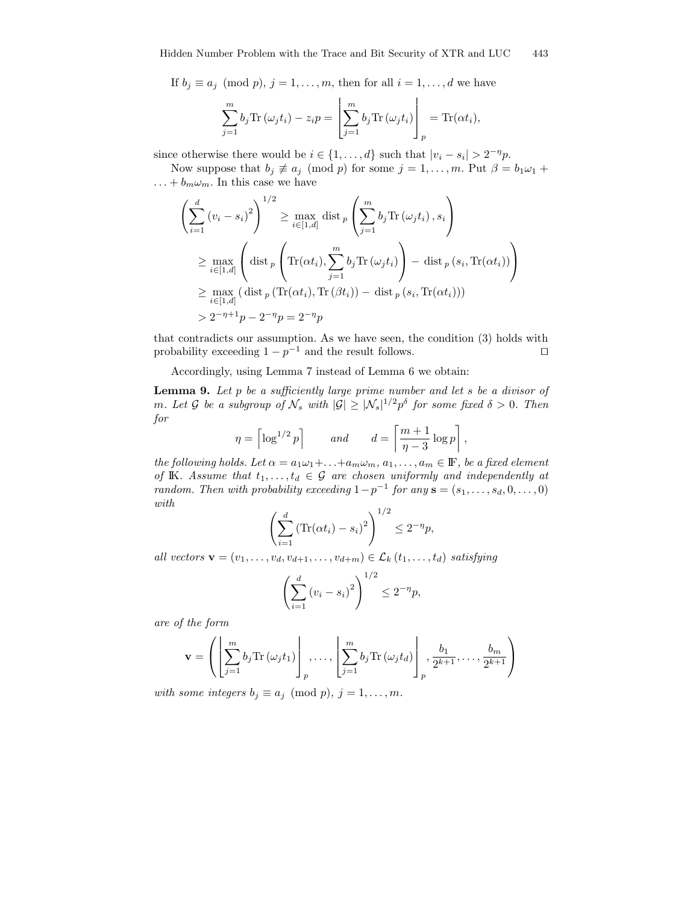If $b_j \equiv a_j \pmod p$, $j = 1, \ldots, m$, then for all $i = 1, \ldots, d$ we have

$$\sum_{j=1}^{m} b_j \operatorname{Tr}(\omega_j t_i) - z_i p = \left\lfloor \sum_{j=1}^{m} b_j \operatorname{Tr}(\omega_j t_i) \right\rfloor_p = \operatorname{Tr}(\alpha t_i),$$

since otherwise there would be $i \in \{1, \ldots, d\}$ such that $|v_i - s_i| > 2^{-\eta} p$.

Now suppose that $b_j \not\equiv a_j \pmod p$ for some $j = 1, \ldots, m$. Put $\beta = b_1\omega_1 + \ldots + b_m\omega_m$. In this case we have

$$\begin{aligned}
\left( \sum_{i=1}^{d} (v_i - s_i)^2 \right)^{1/2} &\geq \max_{i \in [1,d]} \operatorname{dist}_p \left( \sum_{j=1}^{m} b_j \operatorname{Tr}(\omega_j t_i), s_i \right) \\
&\geq \max_{i \in [1,d]} \left( \operatorname{dist}_p \left( \operatorname{Tr}(\alpha t_i), \sum_{j=1}^{m} b_j \operatorname{Tr}(\omega_j t_i) \right) - \operatorname{dist}_p (s_i, \operatorname{Tr}(\alpha t_i)) \right) \\
&\geq \max_{i \in [1,d]} \left( \operatorname{dist}_p (\operatorname{Tr}(\alpha t_i), \operatorname{Tr}(\beta t_i)) - \operatorname{dist}_p (s_i, \operatorname{Tr}(\alpha t_i)) \right) \\
&> 2^{-\eta+1} p - 2^{-\eta} p = 2^{-\eta} p
\end{aligned}$$

that contradicts our assumption. As we have seen, the condition (3) holds with probability exceeding $1 - p^{-1}$ and the result follows. $\square$

Accordingly, using Lemma 7 instead of Lemma 6 we obtain:

**Lemma 9.** *Let $p$ be a sufficiently large prime number and let $s$ be a divisor of $m$. Let $\mathcal{G}$ be a subgroup of $\mathcal{N}_s$ with $|\mathcal{G}| \geq |\mathcal{N}_s|^{1/2} p^{\delta}$ for some fixed $\delta > 0$. Then for*

$$\eta = \left\lceil \log^{1/2} p \right\rceil \qquad \text{and} \qquad d = \left\lceil \frac{m+1}{\eta - 3} \log p \right\rceil,$$

*the following holds. Let $\alpha = a_1\omega_1 + \ldots + a_m\omega_m$, $a_1, \ldots, a_m \in \mathbb{F}$, be a fixed element of $\mathbb{K}$. Assume that $t_1, \ldots, t_d \in \mathcal{G}$ are chosen uniformly and independently at random. Then with probability exceeding $1 - p^{-1}$ for any $\mathbf{s} = (s_1, \ldots, s_d, 0, \ldots, 0)$ with*

$$\left( \sum_{i=1}^{d} (\operatorname{Tr}(\alpha t_i) - s_i)^2 \right)^{1/2} \leq 2^{-\eta} p,$$

*all vectors $\mathbf{v} = (v_1, \ldots, v_d, v_{d+1}, \ldots, v_{d+m}) \in \mathcal{L}_k(t_1, \ldots, t_d)$ satisfying*

$$\left( \sum_{i=1}^{d} (v_i - s_i)^2 \right)^{1/2} \leq 2^{-\eta} p,$$

*are of the form*

$$\mathbf{v} = \left( \left\lfloor \sum_{j=1}^{m} b_j \operatorname{Tr}(\omega_j t_1) \right\rfloor_p, \ldots, \left\lfloor \sum_{j=1}^{m} b_j \operatorname{Tr}(\omega_j t_d) \right\rfloor_p, \frac{b_1}{2^{k+1}}, \ldots, \frac{b_m}{2^{k+1}} \right)$$

*with some integers $b_j \equiv a_j \pmod p$, $j = 1, \ldots, m$.*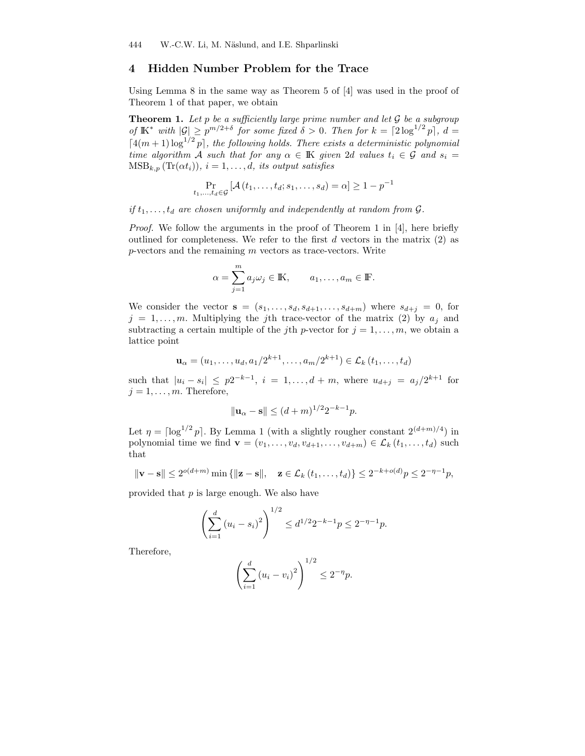## 4 Hidden Number Problem for the Trace

Using Lemma 8 in the same way as Theorem 5 of [4] was used in the proof of Theorem 1 of that paper, we obtain

**Theorem 1.** *Let $p$ be a sufficiently large prime number and let $\mathcal{G}$ be a subgroup of $\mathbb{K}^*$ with $|\mathcal{G}| \geq p^{m/2+\delta}$ for some fixed $\delta > 0$. Then for $k = \lceil 2 \log^{1/2} p \rceil$, $d = \lceil 4(m+1) \log^{1/2} p \rceil$, the following holds. There exists a deterministic polynomial time algorithm $\mathcal{A}$ such that for any $\alpha \in \mathbb{K}$ given $2d$ values $t_i \in \mathcal{G}$ and $s_i = \mathrm{MSB}_{k,p}(\mathrm{Tr}(\alpha t_i))$, $i = 1, \ldots, d$, its output satisfies*

$$\Pr_{t_1,\ldots,t_d \in \mathcal{G}} [\mathcal{A}(t_1, \ldots, t_d; s_1, \ldots, s_d) = \alpha] \geq 1 - p^{-1}$$

*if $t_1, \ldots, t_d$ are chosen uniformly and independently at random from $\mathcal{G}$.*

*Proof.* We follow the arguments in the proof of Theorem 1 in [4], here briefly outlined for completeness. We refer to the first $d$ vectors in the matrix (2) as $p$-vectors and the remaining $m$ vectors as trace-vectors. Write

$$\alpha = \sum_{j=1}^{m} a_j \omega_j \in \mathbb{K}, \qquad a_1, \ldots, a_m \in \mathbb{F}.$$

We consider the vector $\mathbf{s} = (s_1, \ldots, s_d, s_{d+1}, \ldots, s_{d+m})$ where $s_{d+j} = 0$, for $j = 1, \ldots, m$. Multiplying the $j$th trace-vector of the matrix (2) by $a_j$ and subtracting a certain multiple of the $j$th $p$-vector for $j = 1, \ldots, m$, we obtain a lattice point

$$\mathbf{u}_\alpha = (u_1, \ldots, u_d, a_1/2^{k+1}, \ldots, a_m/2^{k+1}) \in \mathcal{L}_k(t_1, \ldots, t_d)$$

such that $|u_i - s_i| \leq p 2^{-k-1}$, $i = 1, \ldots, d + m$, where $u_{d+j} = a_j/2^{k+1}$ for $j = 1, \ldots, m$. Therefore,

$$\|\mathbf{u}_\alpha - \mathbf{s}\| \leq (d+m)^{1/2} 2^{-k-1} p.$$

Let $\eta = \lceil \log^{1/2} p \rceil$. By Lemma 1 (with a slightly rougher constant $2^{(d+m)/4}$) in polynomial time we find $\mathbf{v} = (v_1, \ldots, v_d, v_{d+1}, \ldots, v_{d+m}) \in \mathcal{L}_k(t_1, \ldots, t_d)$ such that

$$\|\mathbf{v} - \mathbf{s}\| \leq 2^{o(d+m)} \min \{\|\mathbf{z} - \mathbf{s}\|, \quad \mathbf{z} \in \mathcal{L}_k(t_1, \ldots, t_d)\} \leq 2^{-k+o(d)} p \leq 2^{-\eta-1} p,$$

provided that $p$ is large enough. We also have

$$\left( \sum_{i=1}^{d} (u_i - s_i)^2 \right)^{1/2} \leq d^{1/2} 2^{-k-1} p \leq 2^{-\eta-1} p.$$

Therefore,

$$\left( \sum_{i=1}^{d} (u_i - v_i)^2 \right)^{1/2} \leq 2^{-\eta} p.$$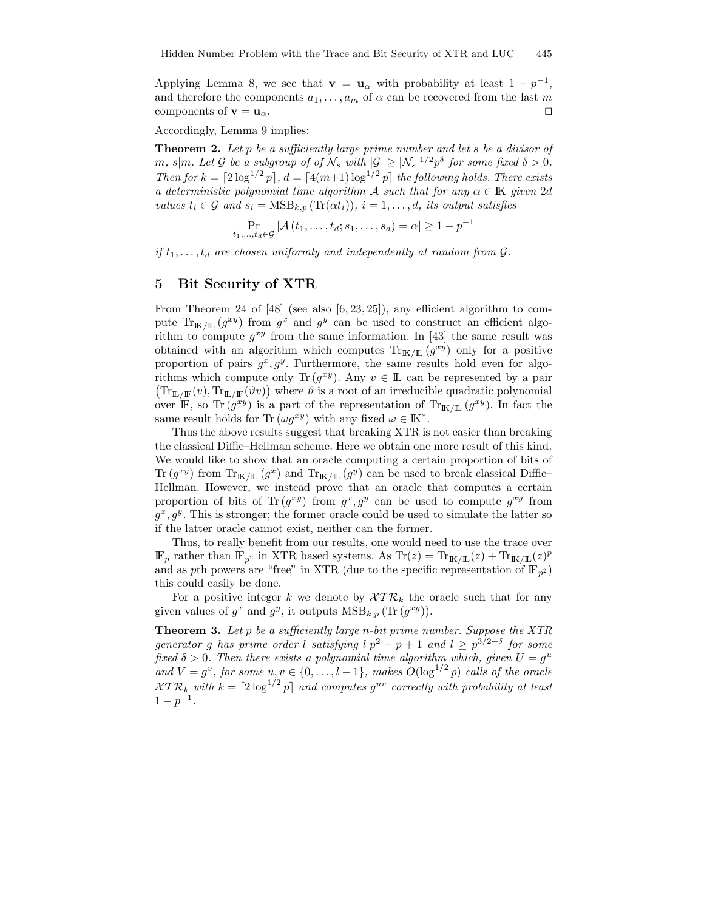Applying Lemma 8, we see that $\mathbf{v} = \mathbf{u}_\alpha$ with probability at least $1 - p^{-1}$, and therefore the components $a_1, \ldots, a_m$ of $\alpha$ can be recovered from the last $m$ components of $\mathbf{v} = \mathbf{u}_\alpha$. ⊓⊔

Accordingly, Lemma 9 implies:

**Theorem 2.** *Let $p$ be a sufficiently large prime number and let $s$ be a divisor of $m$, $s|m$. Let $\mathcal{G}$ be a subgroup of of $\mathcal{N}_s$ with $|\mathcal{G}| \geq |\mathcal{N}_s|^{1/2} p^\delta$ for some fixed $\delta > 0$. Then for $k = \lceil 2 \log^{1/2} p \rceil$, $d = \lceil 4(m+1) \log^{1/2} p \rceil$ the following holds. There exists a deterministic polynomial time algorithm $\mathcal{A}$ such that for any $\alpha \in \mathbb{K}$ given $2d$ values $t_i \in \mathcal{G}$ and $s_i = \mathrm{MSB}_{k,p}(\mathrm{Tr}(\alpha t_i))$, $i = 1, \ldots, d$, its output satisfies*

$$\Pr_{t_1,\ldots,t_d \in \mathcal{G}} \left[\mathcal{A}(t_1, \ldots, t_d; s_1, \ldots, s_d) = \alpha\right] \geq 1 - p^{-1}$$

*if $t_1, \ldots, t_d$ are chosen uniformly and independently at random from $\mathcal{G}$.*

## 5 Bit Security of XTR

From Theorem 24 of [48] (see also [6, 23, 25]), any efficient algorithm to compute $\mathrm{Tr}_{\mathbb{K}/\mathbb{L}}(g^{xy})$ from $g^x$ and $g^y$ can be used to construct an efficient algorithm to compute $g^{xy}$ from the same information. In [43] the same result was obtained with an algorithm which computes $\mathrm{Tr}_{\mathbb{K}/\mathbb{L}}(g^{xy})$ only for a positive proportion of pairs $g^x, g^y$. Furthermore, the same results hold even for algorithms which compute only $\mathrm{Tr}(g^{xy})$. Any $v \in \mathbb{L}$ can be represented by a pair $\left(\mathrm{Tr}_{\mathbb{L}/\mathbb{F}}(v), \mathrm{Tr}_{\mathbb{L}/\mathbb{F}}(\vartheta v)\right)$ where $\vartheta$ is a root of an irreducible quadratic polynomial over $\mathbb{F}$, so $\mathrm{Tr}(g^{xy})$ is a part of the representation of $\mathrm{Tr}_{\mathbb{K}/\mathbb{L}}(g^{xy})$. In fact the same result holds for $\mathrm{Tr}(\omega g^{xy})$ with any fixed $\omega \in \mathbb{K}^*$.

Thus the above results suggest that breaking XTR is not easier than breaking the classical Diffie–Hellman scheme. Here we obtain one more result of this kind. We would like to show that an oracle computing a certain proportion of bits of $\mathrm{Tr}(g^{xy})$ from $\mathrm{Tr}_{\mathbb{K}/\mathbb{L}}(g^x)$ and $\mathrm{Tr}_{\mathbb{K}/\mathbb{L}}(g^y)$ can be used to break classical Diffie–Hellman. However, we instead prove that an oracle that computes a certain proportion of bits of $\mathrm{Tr}(g^{xy})$ from $g^x, g^y$ can be used to compute $g^{xy}$ from $g^x, g^y$. This is stronger; the former oracle could be used to simulate the latter so if the latter oracle cannot exist, neither can the former.

Thus, to really benefit from our results, one would need to use the trace over $\mathbb{F}_p$ rather than $\mathbb{F}_{p^2}$ in XTR based systems. As $\mathrm{Tr}(z) = \mathrm{Tr}_{\mathbb{K}/\mathbb{L}}(z) + \mathrm{Tr}_{\mathbb{K}/\mathbb{L}}(z)^p$ and as $p$th powers are "free" in XTR (due to the specific representation of $\mathbb{F}_{p^2}$) this could easily be done.

For a positive integer $k$ we denote by $\mathcal{XTR}_k$ the oracle such that for any given values of $g^x$ and $g^y$, it outputs $\mathrm{MSB}_{k,p}(\mathrm{Tr}(g^{xy}))$.

**Theorem 3.** *Let $p$ be a sufficiently large $n$-bit prime number. Suppose the XTR generator $g$ has prime order $l$ satisfying $l|p^2 - p + 1$ and $l \geq p^{3/2+\delta}$ for some fixed $\delta > 0$. Then there exists a polynomial time algorithm which, given $U = g^u$ and $V = g^v$, for some $u, v \in \{0, \ldots, l-1\}$, makes $O(\log^{1/2} p)$ calls of the oracle $\mathcal{XTR}_k$ with $k = \lceil 2 \log^{1/2} p \rceil$ and computes $g^{uv}$ correctly with probability at least $1 - p^{-1}$.*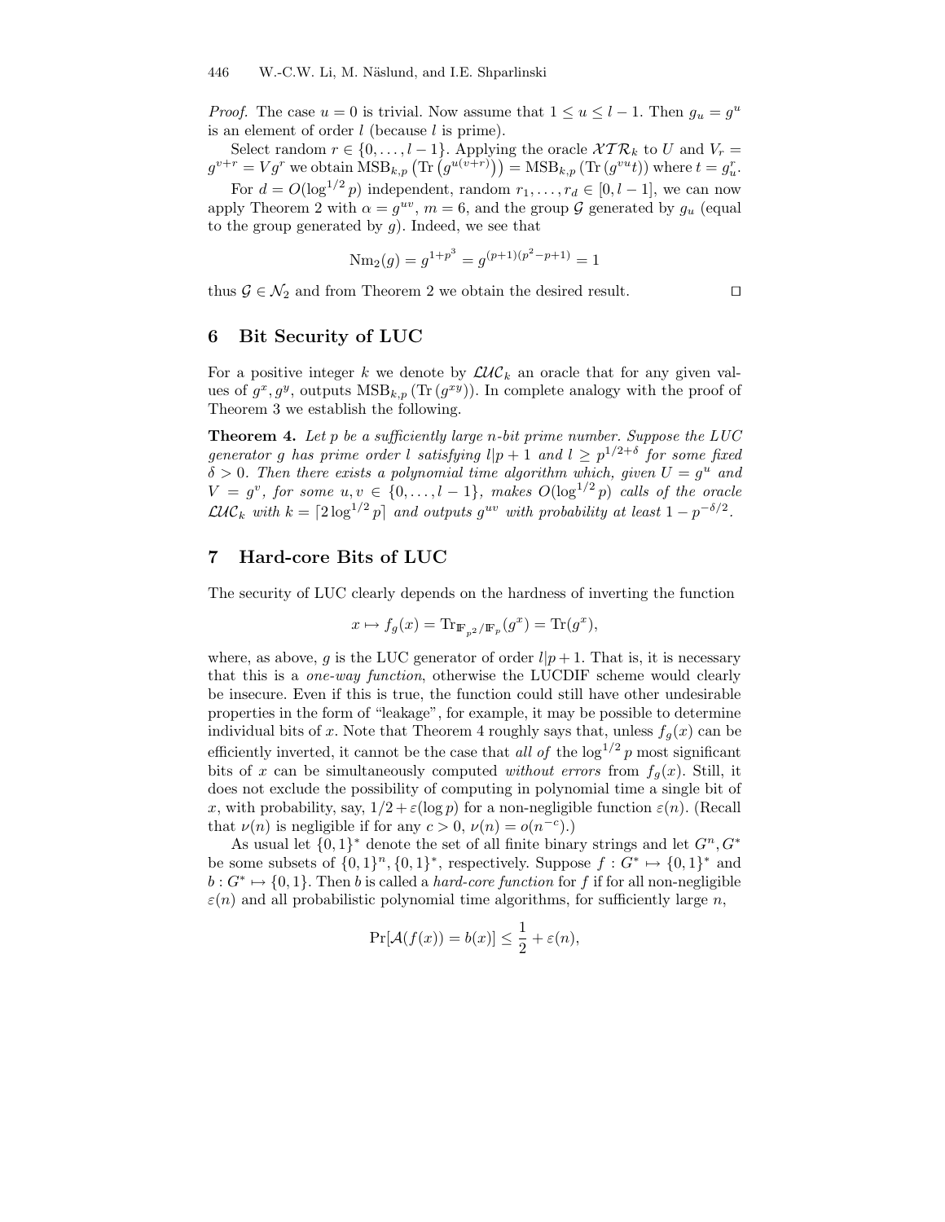*Proof.* The case $u = 0$ is trivial. Now assume that $1 \le u \le l-1$. Then $g_u = g^u$ is an element of order $l$ (because $l$ is prime).

Select random $r \in \{0, \ldots, l-1\}$. Applying the oracle $\mathcal{XTR}_k$ to $U$ and $V_r = g^{v+r} = Vg^r$ we obtain $\mathrm{MSB}_{k,p}\left(\mathrm{Tr}\left(g^{u(v+r)}\right)\right) = \mathrm{MSB}_{k,p}\left(\mathrm{Tr}\left(g^{vu}t\right)\right)$ where $t = g_u^r$.

For $d = O(\log^{1/2} p)$ independent, random $r_1, \ldots, r_d \in [0, l-1]$, we can now apply Theorem 2 with $\alpha = g^{uv}$, $m = 6$, and the group $\mathcal{G}$ generated by $g_u$ (equal to the group generated by $g$). Indeed, we see that

$$\mathrm{Nm}_2(g) = g^{1+p^3} = g^{(p+1)(p^2-p+1)} = 1$$

thus $\mathcal{G} \in \mathcal{N}_2$ and from Theorem 2 we obtain the desired result. □

## 6 Bit Security of LUC

For a positive integer $k$ we denote by $\mathcal{LUC}_k$ an oracle that for any given values of $g^x, g^y$, outputs $\mathrm{MSB}_{k,p}\left(\mathrm{Tr}\left(g^{xy}\right)\right)$. In complete analogy with the proof of Theorem 3 we establish the following.

**Theorem 4.** *Let $p$ be a sufficiently large $n$-bit prime number. Suppose the LUC generator $g$ has prime order $l$ satisfying $l|p+1$ and $l \ge p^{1/2+\delta}$ for some fixed $\delta > 0$. Then there exists a polynomial time algorithm which, given $U = g^u$ and $V = g^v$, for some $u, v \in \{0, \ldots, l-1\}$, makes $O(\log^{1/2} p)$ calls of the oracle $\mathcal{LUC}_k$ with $k = \lceil 2\log^{1/2} p \rceil$ and outputs $g^{uv}$ with probability at least $1 - p^{-\delta/2}$.*

## 7 Hard-core Bits of LUC

The security of LUC clearly depends on the hardness of inverting the function

$$x \mapsto f_g(x) = \mathrm{Tr}_{\mathbb{F}_{p^2}/\mathbb{F}_p}(g^x) = \mathrm{Tr}(g^x),$$

where, as above, $g$ is the LUC generator of order $l|p+1$. That is, it is necessary that this is a *one-way function*, otherwise the LUCDIF scheme would clearly be insecure. Even if this is true, the function could still have other undesirable properties in the form of "leakage", for example, it may be possible to determine individual bits of $x$. Note that Theorem 4 roughly says that, unless $f_g(x)$ can be efficiently inverted, it cannot be the case that *all of* the $\log^{1/2} p$ most significant bits of $x$ can be simultaneously computed *without errors* from $f_g(x)$. Still, it does not exclude the possibility of computing in polynomial time a single bit of $x$, with probability, say, $1/2 + \varepsilon(\log p)$ for a non-negligible function $\varepsilon(n)$. (Recall that $\nu(n)$ is negligible if for any $c > 0$, $\nu(n) = o(n^{-c})$.)

As usual let $\{0,1\}^*$ denote the set of all finite binary strings and let $G^n, G^*$ be some subsets of $\{0,1\}^n, \{0,1\}^*$, respectively. Suppose $f : G^* \mapsto \{0,1\}^*$ and $b : G^* \mapsto \{0,1\}$. Then $b$ is called a *hard-core function* for $f$ if for all non-negligible $\varepsilon(n)$ and all probabilistic polynomial time algorithms, for sufficiently large $n$,

$$\Pr[\mathcal{A}(f(x)) = b(x)] \le \frac{1}{2} + \varepsilon(n),$$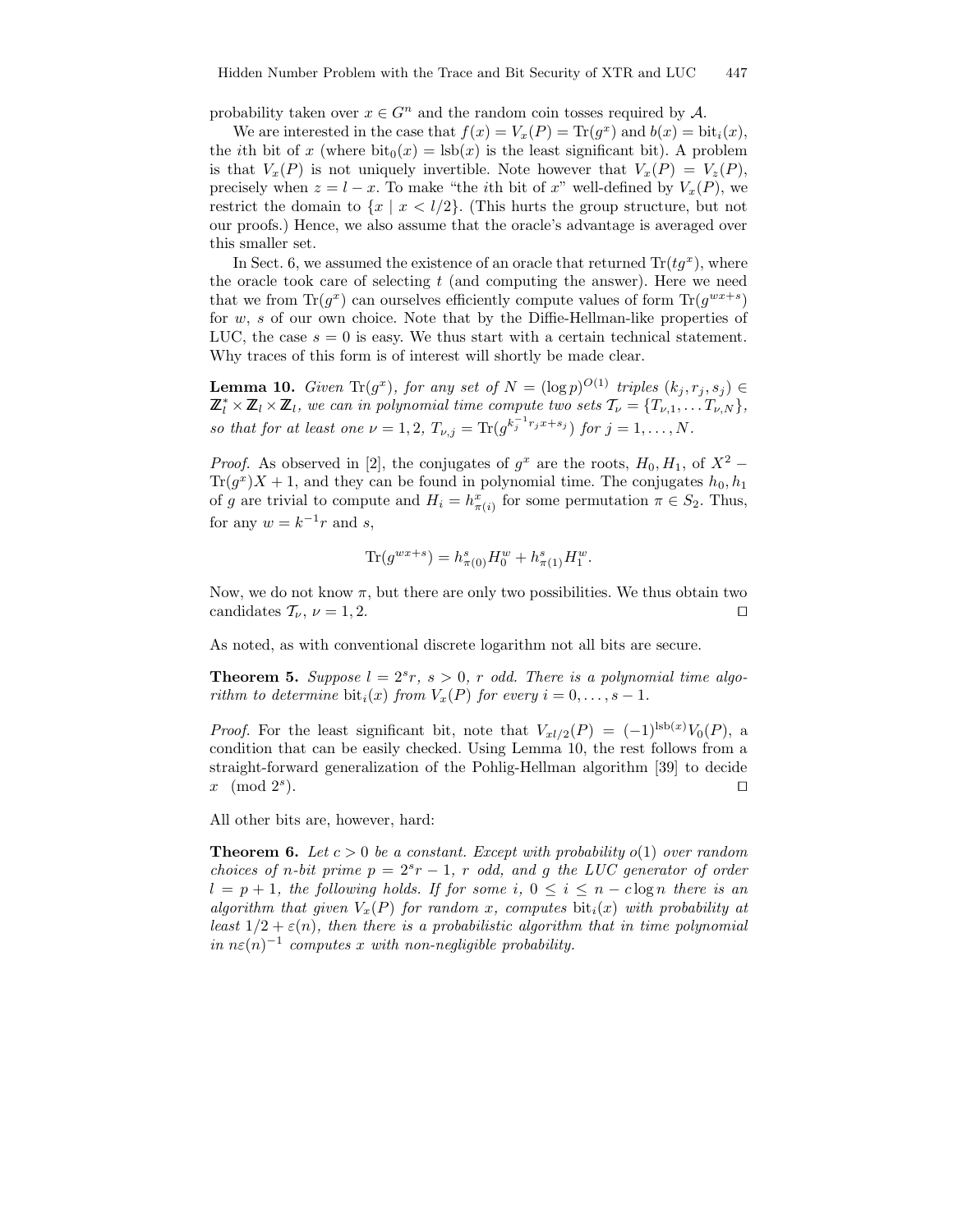probability taken over $x \in G^n$ and the random coin tosses required by $\mathcal{A}$.

We are interested in the case that $f(x) = V_x(P) = \mathrm{Tr}(g^x)$ and $b(x) = \mathrm{bit}_i(x)$, the $i$th bit of $x$ (where $\mathrm{bit}_0(x) = \mathrm{lsb}(x)$ is the least significant bit). A problem is that $V_x(P)$ is not uniquely invertible. Note however that $V_x(P) = V_z(P)$, precisely when $z = l - x$. To make "the $i$th bit of $x$" well-defined by $V_x(P)$, we restrict the domain to $\{x \mid x < l/2\}$. (This hurts the group structure, but not our proofs.) Hence, we also assume that the oracle's advantage is averaged over this smaller set.

In Sect. 6, we assumed the existence of an oracle that returned $\mathrm{Tr}(tg^x)$, where the oracle took care of selecting $t$ (and computing the answer). Here we need that we from $\mathrm{Tr}(g^x)$ can ourselves efficiently compute values of form $\mathrm{Tr}(g^{wx+s})$ for $w$, $s$ of our own choice. Note that by the Diffie-Hellman-like properties of LUC, the case $s = 0$ is easy. We thus start with a certain technical statement. Why traces of this form is of interest will shortly be made clear.

**Lemma 10.** *Given* $\mathrm{Tr}(g^x)$*, for any set of* $N = (\log p)^{O(1)}$ *triples* $(k_j, r_j, s_j) \in \mathbb{Z}_l^* \times \mathbb{Z}_l \times \mathbb{Z}_l$*, we can in polynomial time compute two sets* $\mathcal{T}_\nu = \{T_{\nu,1}, \ldots T_{\nu,N}\}$*, so that for at least one* $\nu = 1, 2$*,* $T_{\nu,j} = \mathrm{Tr}(g^{k_j^{-1} r_j x + s_j})$ *for* $j = 1, \ldots, N$*.*

*Proof.* As observed in [2], the conjugates of $g^x$ are the roots, $H_0, H_1$, of $X^2 - \mathrm{Tr}(g^x)X + 1$, and they can be found in polynomial time. The conjugates $h_0, h_1$ of $g$ are trivial to compute and $H_i = h_{\pi(i)}^x$ for some permutation $\pi \in S_2$. Thus, for any $w = k^{-1}r$ and $s$,

$$\mathrm{Tr}(g^{wx+s}) = h_{\pi(0)}^s H_0^w + h_{\pi(1)}^s H_1^w.$$

Now, we do not know $\pi$, but there are only two possibilities. We thus obtain two candidates $\mathcal{T}_\nu$, $\nu = 1, 2$. ⊓⊔

As noted, as with conventional discrete logarithm not all bits are secure.

**Theorem 5.** *Suppose* $l = 2^s r$*,* $s > 0$*,* $r$ *odd. There is a polynomial time algorithm to determine* $\mathrm{bit}_i(x)$ *from* $V_x(P)$ *for every* $i = 0, \ldots, s - 1$*.*

*Proof.* For the least significant bit, note that $V_{xl/2}(P) = (-1)^{\mathrm{lsb}(x)} V_0(P)$, a condition that can be easily checked. Using Lemma 10, the rest follows from a straight-forward generalization of the Pohlig-Hellman algorithm [39] to decide $x \pmod{2^s}$. ⊓⊔

All other bits are, however, hard:

**Theorem 6.** *Let* $c > 0$ *be a constant. Except with probability* $o(1)$ *over random choices of* $n$*-bit prime* $p = 2^s r - 1$*,* $r$ *odd, and* $g$ *the LUC generator of order* $l = p + 1$*, the following holds. If for some* $i$*,* $0 \le i \le n - c \log n$ *there is an algorithm that given* $V_x(P)$ *for random* $x$*, computes* $\mathrm{bit}_i(x)$ *with probability at least* $1/2 + \varepsilon(n)$*, then there is a probabilistic algorithm that in time polynomial in* $n\varepsilon(n)^{-1}$ *computes* $x$ *with non-negligible probability.*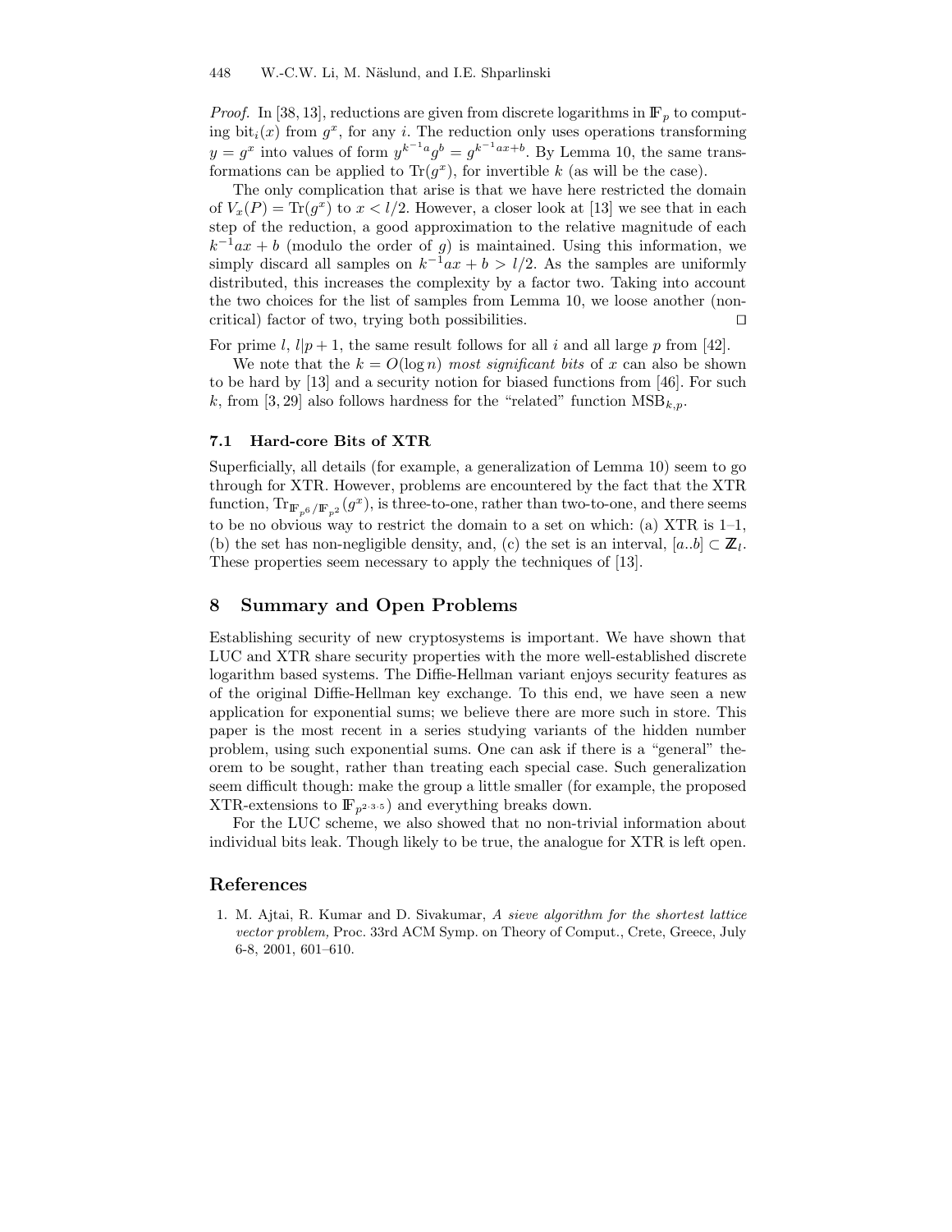*Proof.* In [38, 13], reductions are given from discrete logarithms in $\mathbb{F}_p$ to computing $\text{bit}_i(x)$ from $g^x$, for any $i$. The reduction only uses operations transforming $y = g^x$ into values of form $y^{k^{-1}a} g^b = g^{k^{-1}ax+b}$. By Lemma 10, the same transformations can be applied to $\text{Tr}(g^x)$, for invertible $k$ (as will be the case).

The only complication that arise is that we have here restricted the domain of $V_x(P) = \text{Tr}(g^x)$ to $x < l/2$. However, a closer look at [13] we see that in each step of the reduction, a good approximation to the relative magnitude of each $k^{-1}ax + b$ (modulo the order of $g$) is maintained. Using this information, we simply discard all samples on $k^{-1}ax + b > l/2$. As the samples are uniformly distributed, this increases the complexity by a factor two. Taking into account the two choices for the list of samples from Lemma 10, we loose another (non-critical) factor of two, trying both possibilities. □

For prime $l$, $l|p+1$, the same result follows for all $i$ and all large $p$ from [42].

We note that the $k = O(\log n)$ *most significant bits* of $x$ can also be shown to be hard by [13] and a security notion for biased functions from [46]. For such $k$, from [3, 29] also follows hardness for the "related" function $\text{MSB}_{k,p}$.

### 7.1 Hard-core Bits of XTR

Superficially, all details (for example, a generalization of Lemma 10) seem to go through for XTR. However, problems are encountered by the fact that the XTR function, $\text{Tr}_{\mathbb{F}_{p^6}/\mathbb{F}_{p^2}}(g^x)$, is three-to-one, rather than two-to-one, and there seems to be no obvious way to restrict the domain to a set on which: (a) XTR is 1–1, (b) the set has non-negligible density, and, (c) the set is an interval, $[a..b] \subset \mathbb{Z}_l$. These properties seem necessary to apply the techniques of [13].

## 8 Summary and Open Problems

Establishing security of new cryptosystems is important. We have shown that LUC and XTR share security properties with the more well-established discrete logarithm based systems. The Diffie-Hellman variant enjoys security features as of the original Diffie-Hellman key exchange. To this end, we have seen a new application for exponential sums; we believe there are more such in store. This paper is the most recent in a series studying variants of the hidden number problem, using such exponential sums. One can ask if there is a "general" theorem to be sought, rather than treating each special case. Such generalization seem difficult though: make the group a little smaller (for example, the proposed XTR-extensions to $\mathbb{F}_{p^{2\cdot3\cdot5}}$) and everything breaks down.

For the LUC scheme, we also showed that no non-trivial information about individual bits leak. Though likely to be true, the analogue for XTR is left open.

## References

1. M. Ajtai, R. Kumar and D. Sivakumar, *A sieve algorithm for the shortest lattice vector problem,* Proc. 33rd ACM Symp. on Theory of Comput., Crete, Greece, July 6-8, 2001, 601–610.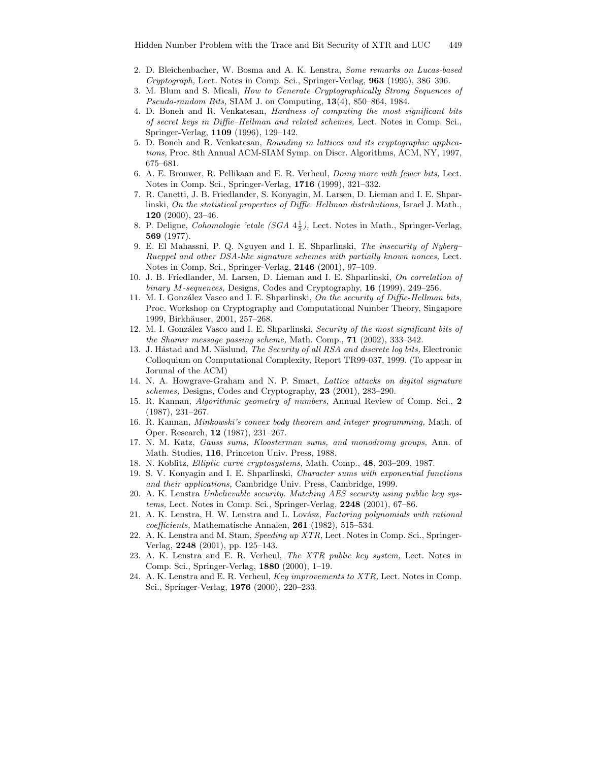2. D. Bleichenbacher, W. Bosma and A. K. Lenstra, *Some remarks on Lucas-based Cryptograph,* Lect. Notes in Comp. Sci., Springer-Verlag, **963** (1995), 386–396.
3. M. Blum and S. Micali, *How to Generate Cryptographically Strong Sequences of Pseudo-random Bits,* SIAM J. on Computing, **13**(4), 850–864, 1984.
4. D. Boneh and R. Venkatesan, *Hardness of computing the most significant bits of secret keys in Diffie–Hellman and related schemes,* Lect. Notes in Comp. Sci., Springer-Verlag, **1109** (1996), 129–142.
5. D. Boneh and R. Venkatesan, *Rounding in lattices and its cryptographic applications,* Proc. 8th Annual ACM-SIAM Symp. on Discr. Algorithms, ACM, NY, 1997, 675–681.
6. A. E. Brouwer, R. Pellikaan and E. R. Verheul, *Doing more with fewer bits,* Lect. Notes in Comp. Sci., Springer-Verlag, **1716** (1999), 321–332.
7. R. Canetti, J. B. Friedlander, S. Konyagin, M. Larsen, D. Lieman and I. E. Shparlinski, *On the statistical properties of Diffie–Hellman distributions,* Israel J. Math., **120** (2000), 23–46.
8. P. Deligne, *Cohomologie 'etale (SGA $4\frac{1}{2}$),* Lect. Notes in Math., Springer-Verlag, **569** (1977).
9. E. El Mahassni, P. Q. Nguyen and I. E. Shparlinski, *The insecurity of Nyberg–Rueppel and other DSA-like signature schemes with partially known nonces,* Lect. Notes in Comp. Sci., Springer-Verlag, **2146** (2001), 97–109.
10. J. B. Friedlander, M. Larsen, D. Lieman and I. E. Shparlinski, *On correlation of binary M-sequences,* Designs, Codes and Cryptography, **16** (1999), 249–256.
11. M. I. González Vasco and I. E. Shparlinski, *On the security of Diffie-Hellman bits,* Proc. Workshop on Cryptography and Computational Number Theory, Singapore 1999, Birkhäuser, 2001, 257–268.
12. M. I. González Vasco and I. E. Shparlinski, *Security of the most significant bits of the Shamir message passing scheme,* Math. Comp., **71** (2002), 333–342.
13. J. Håstad and M. Näslund, *The Security of all RSA and discrete log bits,* Electronic Colloquium on Computational Complexity, Report TR99-037, 1999. (To appear in Jorunal of the ACM)
14. N. A. Howgrave-Graham and N. P. Smart, *Lattice attacks on digital signature schemes,* Designs, Codes and Cryptography, **23** (2001), 283–290.
15. R. Kannan, *Algorithmic geometry of numbers,* Annual Review of Comp. Sci., **2** (1987), 231–267.
16. R. Kannan, *Minkowski's convex body theorem and integer programming,* Math. of Oper. Research, **12** (1987), 231–267.
17. N. M. Katz, *Gauss sums, Kloosterman sums, and monodromy groups,* Ann. of Math. Studies, **116**, Princeton Univ. Press, 1988.
18. N. Koblitz, *Elliptic curve cryptosystems,* Math. Comp., **48**, 203–209, 1987.
19. S. V. Konyagin and I. E. Shparlinski, *Character sums with exponential functions and their applications,* Cambridge Univ. Press, Cambridge, 1999.
20. A. K. Lenstra *Unbelievable security. Matching AES security using public key systems,* Lect. Notes in Comp. Sci., Springer-Verlag, **2248** (2001), 67–86.
21. A. K. Lenstra, H. W. Lenstra and L. Lovász, *Factoring polynomials with rational coefficients,* Mathematische Annalen, **261** (1982), 515–534.
22. A. K. Lenstra and M. Stam, *Speeding up XTR,* Lect. Notes in Comp. Sci., Springer-Verlag, **2248** (2001), pp. 125–143.
23. A. K. Lenstra and E. R. Verheul, *The XTR public key system,* Lect. Notes in Comp. Sci., Springer-Verlag, **1880** (2000), 1–19.
24. A. K. Lenstra and E. R. Verheul, *Key improvements to XTR,* Lect. Notes in Comp. Sci., Springer-Verlag, **1976** (2000), 220–233.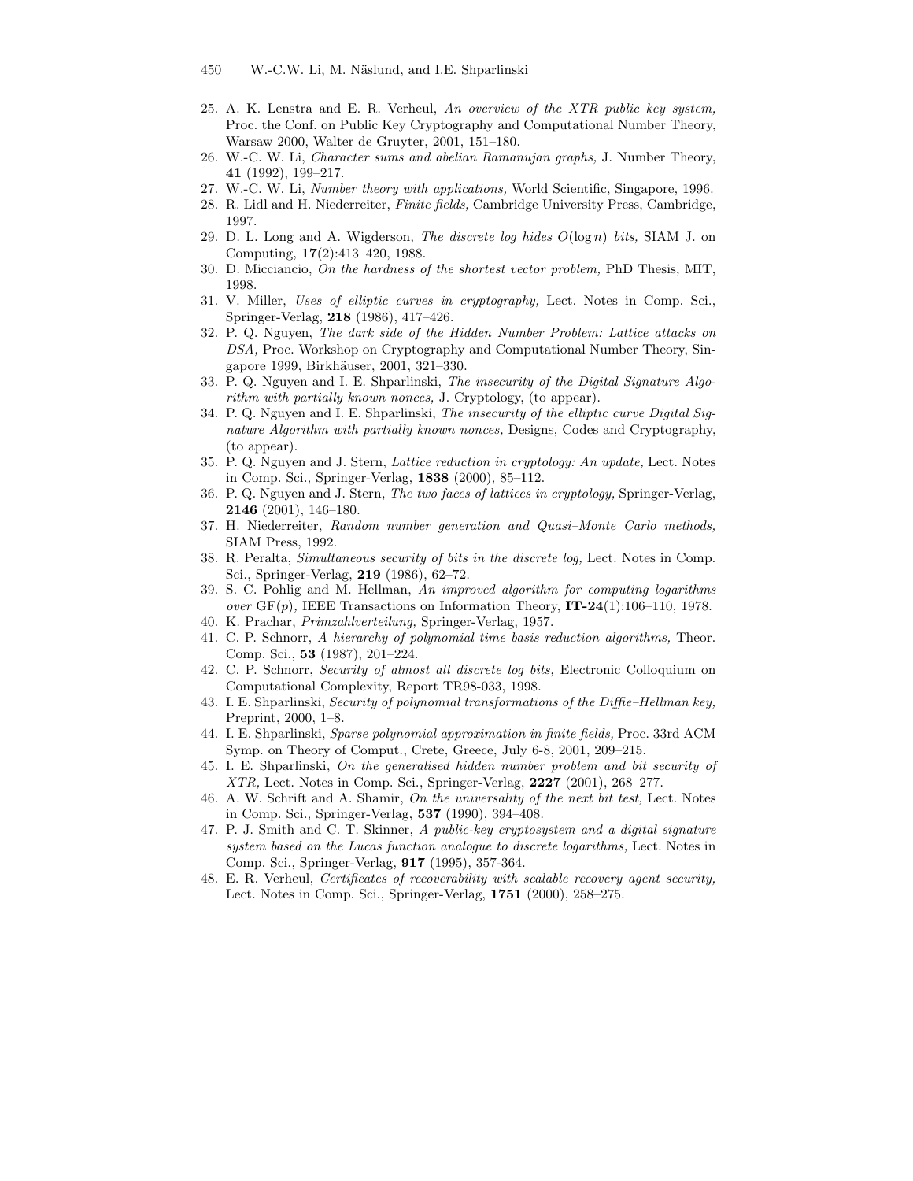25. A. K. Lenstra and E. R. Verheul, *An overview of the XTR public key system,* Proc. the Conf. on Public Key Cryptography and Computational Number Theory, Warsaw 2000, Walter de Gruyter, 2001, 151–180.
26. W.-C. W. Li, *Character sums and abelian Ramanujan graphs,* J. Number Theory, **41** (1992), 199–217.
27. W.-C. W. Li, *Number theory with applications,* World Scientific, Singapore, 1996.
28. R. Lidl and H. Niederreiter, *Finite fields,* Cambridge University Press, Cambridge, 1997.
29. D. L. Long and A. Wigderson, *The discrete log hides $O(\log n)$ bits,* SIAM J. on Computing, **17**(2):413–420, 1988.
30. D. Micciancio, *On the hardness of the shortest vector problem,* PhD Thesis, MIT, 1998.
31. V. Miller, *Uses of elliptic curves in cryptography,* Lect. Notes in Comp. Sci., Springer-Verlag, **218** (1986), 417–426.
32. P. Q. Nguyen, *The dark side of the Hidden Number Problem: Lattice attacks on DSA,* Proc. Workshop on Cryptography and Computational Number Theory, Singapore 1999, Birkhäuser, 2001, 321–330.
33. P. Q. Nguyen and I. E. Shparlinski, *The insecurity of the Digital Signature Algorithm with partially known nonces,* J. Cryptology, (to appear).
34. P. Q. Nguyen and I. E. Shparlinski, *The insecurity of the elliptic curve Digital Signature Algorithm with partially known nonces,* Designs, Codes and Cryptography, (to appear).
35. P. Q. Nguyen and J. Stern, *Lattice reduction in cryptology: An update,* Lect. Notes in Comp. Sci., Springer-Verlag, **1838** (2000), 85–112.
36. P. Q. Nguyen and J. Stern, *The two faces of lattices in cryptology,* Springer-Verlag, **2146** (2001), 146–180.
37. H. Niederreiter, *Random number generation and Quasi–Monte Carlo methods,* SIAM Press, 1992.
38. R. Peralta, *Simultaneous security of bits in the discrete log,* Lect. Notes in Comp. Sci., Springer-Verlag, **219** (1986), 62–72.
39. S. C. Pohlig and M. Hellman, *An improved algorithm for computing logarithms over* GF($p$)*,* IEEE Transactions on Information Theory, **IT-24**(1):106–110, 1978.
40. K. Prachar, *Primzahlverteilung,* Springer-Verlag, 1957.
41. C. P. Schnorr, *A hierarchy of polynomial time basis reduction algorithms,* Theor. Comp. Sci., **53** (1987), 201–224.
42. C. P. Schnorr, *Security of almost all discrete log bits,* Electronic Colloquium on Computational Complexity, Report TR98-033, 1998.
43. I. E. Shparlinski, *Security of polynomial transformations of the Diffie–Hellman key,* Preprint, 2000, 1–8.
44. I. E. Shparlinski, *Sparse polynomial approximation in finite fields,* Proc. 33rd ACM Symp. on Theory of Comput., Crete, Greece, July 6-8, 2001, 209–215.
45. I. E. Shparlinski, *On the generalised hidden number problem and bit security of XTR,* Lect. Notes in Comp. Sci., Springer-Verlag, **2227** (2001), 268–277.
46. A. W. Schrift and A. Shamir, *On the universality of the next bit test,* Lect. Notes in Comp. Sci., Springer-Verlag, **537** (1990), 394–408.
47. P. J. Smith and C. T. Skinner, *A public-key cryptosystem and a digital signature system based on the Lucas function analogue to discrete logarithms,* Lect. Notes in Comp. Sci., Springer-Verlag, **917** (1995), 357-364.
48. E. R. Verheul, *Certificates of recoverability with scalable recovery agent security,* Lect. Notes in Comp. Sci., Springer-Verlag, **1751** (2000), 258–275.